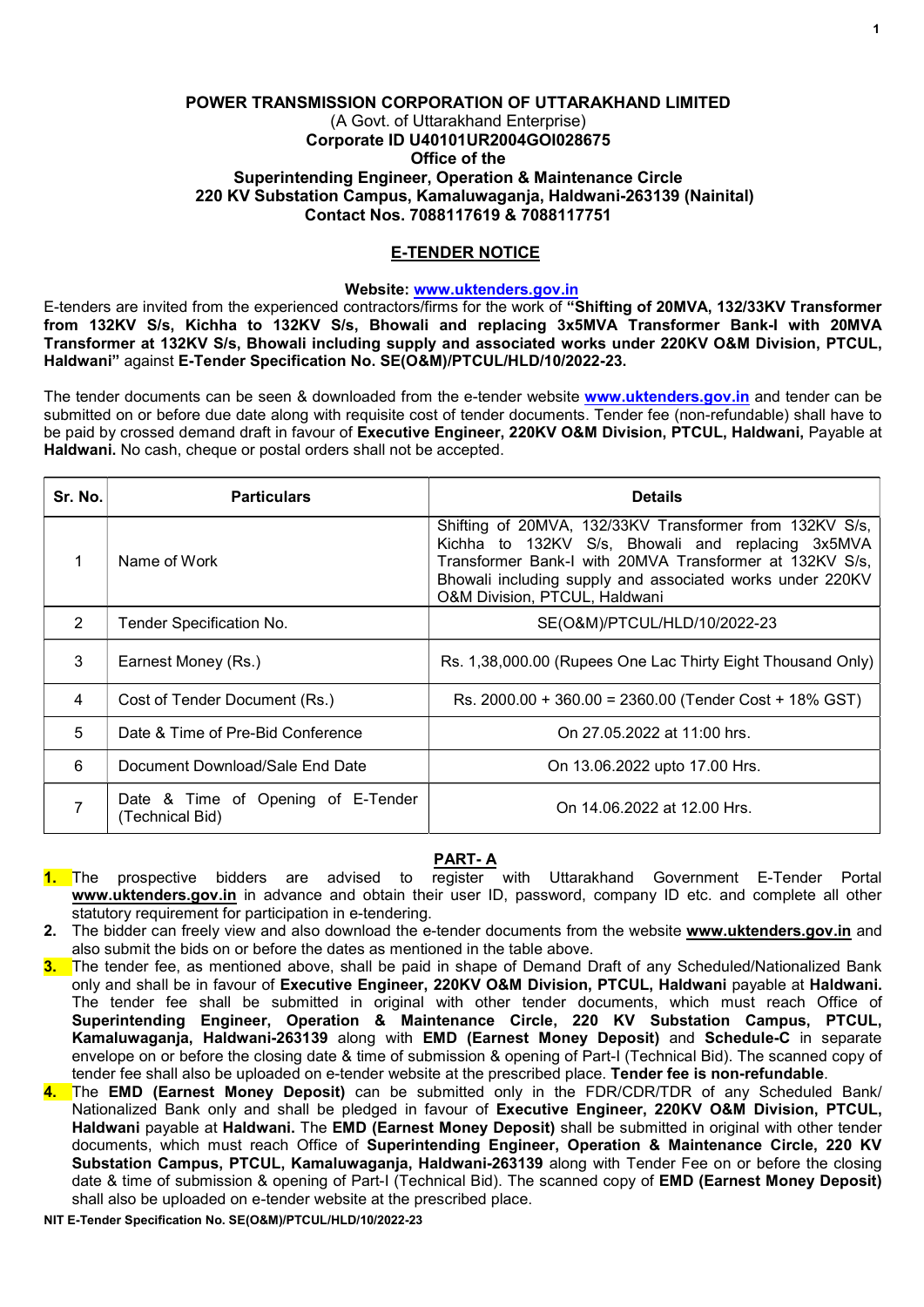**POWER TRANSMISSION CORPORATION OF UTTARAKHAND LIMITED**
(A Govt. of Uttarakhand Enterprise)
**Corporate ID U40101UR2004GOI028675**
**Office of the**
**Superintending Engineer, Operation & Maintenance Circle**
**220 KV Substation Campus, Kamaluwaganja, Haldwani-263139 (Nainital)**
**Contact Nos. 7088117619 & 7088117751**

## E-TENDER NOTICE

**Website: www.uktenders.gov.in**

E-tenders are invited from the experienced contractors/firms for the work of **"Shifting of 20MVA, 132/33KV Transformer from 132KV S/s, Kichha to 132KV S/s, Bhowali and replacing 3x5MVA Transformer Bank-I with 20MVA Transformer at 132KV S/s, Bhowali including supply and associated works under 220KV O&M Division, PTCUL, Haldwani"** against **E-Tender Specification No. SE(O&M)/PTCUL/HLD/10/2022-23.**

The tender documents can be seen & downloaded from the e-tender website **www.uktenders.gov.in** and tender can be submitted on or before due date along with requisite cost of tender documents. Tender fee (non-refundable) shall have to be paid by crossed demand draft in favour of **Executive Engineer, 220KV O&M Division, PTCUL, Haldwani,** Payable at **Haldwani.** No cash, cheque or postal orders shall not be accepted.

| Sr. No. | Particulars | Details |
|---|---|---|
| 1 | Name of Work | Shifting of 20MVA, 132/33KV Transformer from 132KV S/s, Kichha to 132KV S/s, Bhowali and replacing 3x5MVA Transformer Bank-I with 20MVA Transformer at 132KV S/s, Bhowali including supply and associated works under 220KV O&M Division, PTCUL, Haldwani |
| 2 | Tender Specification No. | SE(O&M)/PTCUL/HLD/10/2022-23 |
| 3 | Earnest Money (Rs.) | Rs. 1,38,000.00 (Rupees One Lac Thirty Eight Thousand Only) |
| 4 | Cost of Tender Document (Rs.) | Rs. 2000.00 + 360.00 = 2360.00 (Tender Cost + 18% GST) |
| 5 | Date & Time of Pre-Bid Conference | On 27.05.2022 at 11:00 hrs. |
| 6 | Document Download/Sale End Date | On 13.06.2022 upto 17.00 Hrs. |
| 7 | Date & Time of Opening of E-Tender (Technical Bid) | On 14.06.2022 at 12.00 Hrs. |

## PART- A

1. The prospective bidders are advised to register with Uttarakhand Government E-Tender Portal **www.uktenders.gov.in** in advance and obtain their user ID, password, company ID etc. and complete all other statutory requirement for participation in e-tendering.
2. The bidder can freely view and also download the e-tender documents from the website **www.uktenders.gov.in** and also submit the bids on or before the dates as mentioned in the table above.
3. The tender fee, as mentioned above, shall be paid in shape of Demand Draft of any Scheduled/Nationalized Bank only and shall be in favour of **Executive Engineer, 220KV O&M Division, PTCUL, Haldwani** payable at **Haldwani.** The tender fee shall be submitted in original with other tender documents, which must reach Office of **Superintending Engineer, Operation & Maintenance Circle, 220 KV Substation Campus, PTCUL, Kamaluwaganja, Haldwani-263139** along with **EMD (Earnest Money Deposit)** and **Schedule-C** in separate envelope on or before the closing date & time of submission & opening of Part-I (Technical Bid). The scanned copy of tender fee shall also be uploaded on e-tender website at the prescribed place. **Tender fee is non-refundable**.
4. The **EMD (Earnest Money Deposit)** can be submitted only in the FDR/CDR/TDR of any Scheduled Bank/ Nationalized Bank only and shall be pledged in favour of **Executive Engineer, 220KV O&M Division, PTCUL, Haldwani** payable at **Haldwani.** The **EMD (Earnest Money Deposit)** shall be submitted in original with other tender documents, which must reach Office of **Superintending Engineer, Operation & Maintenance Circle, 220 KV Substation Campus, PTCUL, Kamaluwaganja, Haldwani-263139** along with Tender Fee on or before the closing date & time of submission & opening of Part-I (Technical Bid). The scanned copy of **EMD (Earnest Money Deposit)** shall also be uploaded on e-tender website at the prescribed place.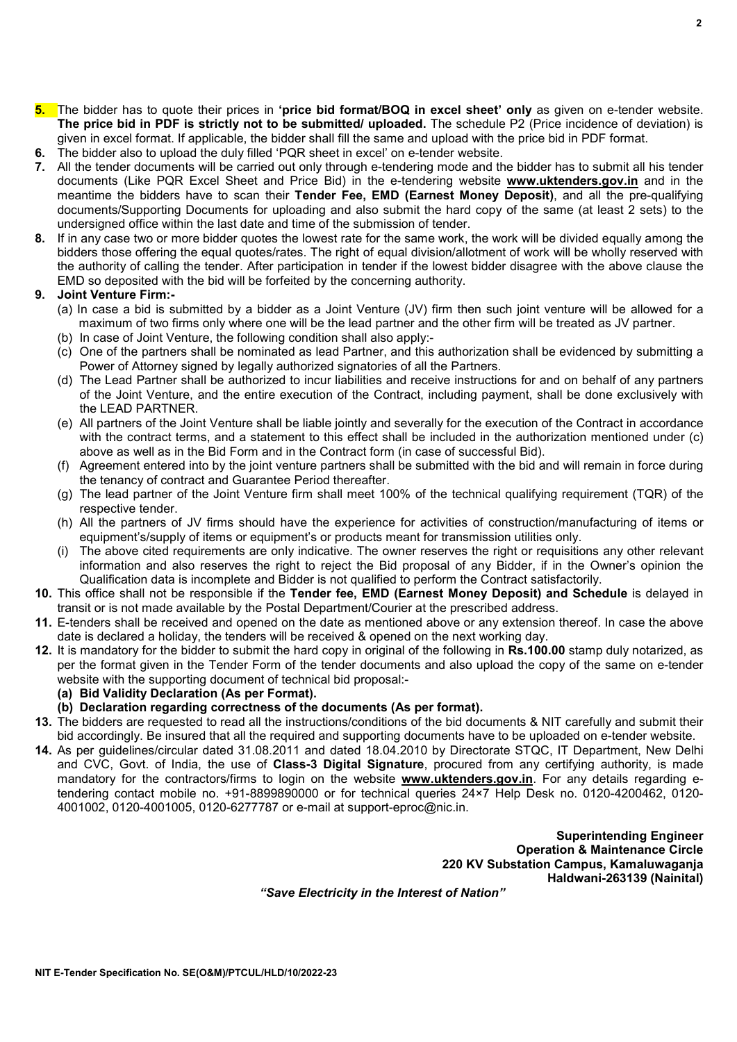**5.** The bidder has to quote their prices in **'price bid format/BOQ in excel sheet' only** as given on e-tender website. **The price bid in PDF is strictly not to be submitted/ uploaded.** The schedule P2 (Price incidence of deviation) is given in excel format. If applicable, the bidder shall fill the same and upload with the price bid in PDF format.

**6.** The bidder also to upload the duly filled 'PQR sheet in excel' on e-tender website.

**7.** All the tender documents will be carried out only through e-tendering mode and the bidder has to submit all his tender documents (Like PQR Excel Sheet and Price Bid) in the e-tendering website **www.uktenders.gov.in** and in the meantime the bidders have to scan their **Tender Fee, EMD (Earnest Money Deposit)**, and all the pre-qualifying documents/Supporting Documents for uploading and also submit the hard copy of the same (at least 2 sets) to the undersigned office within the last date and time of the submission of tender.

**8.** If in any case two or more bidder quotes the lowest rate for the same work, the work will be divided equally among the bidders those offering the equal quotes/rates. The right of equal division/allotment of work will be wholly reserved with the authority of calling the tender. After participation in tender if the lowest bidder disagree with the above clause the EMD so deposited with the bid will be forfeited by the concerning authority.

**9. Joint Venture Firm:-**

(a) In case a bid is submitted by a bidder as a Joint Venture (JV) firm then such joint venture will be allowed for a maximum of two firms only where one will be the lead partner and the other firm will be treated as JV partner.

(b) In case of Joint Venture, the following condition shall also apply:-

(c) One of the partners shall be nominated as lead Partner, and this authorization shall be evidenced by submitting a Power of Attorney signed by legally authorized signatories of all the Partners.

(d) The Lead Partner shall be authorized to incur liabilities and receive instructions for and on behalf of any partners of the Joint Venture, and the entire execution of the Contract, including payment, shall be done exclusively with the LEAD PARTNER.

(e) All partners of the Joint Venture shall be liable jointly and severally for the execution of the Contract in accordance with the contract terms, and a statement to this effect shall be included in the authorization mentioned under (c) above as well as in the Bid Form and in the Contract form (in case of successful Bid).

(f) Agreement entered into by the joint venture partners shall be submitted with the bid and will remain in force during the tenancy of contract and Guarantee Period thereafter.

(g) The lead partner of the Joint Venture firm shall meet 100% of the technical qualifying requirement (TQR) of the respective tender.

(h) All the partners of JV firms should have the experience for activities of construction/manufacturing of items or equipment's/supply of items or equipment's or products meant for transmission utilities only.

(i) The above cited requirements are only indicative. The owner reserves the right or requisitions any other relevant information and also reserves the right to reject the Bid proposal of any Bidder, if in the Owner's opinion the Qualification data is incomplete and Bidder is not qualified to perform the Contract satisfactorily.

**10.** This office shall not be responsible if the **Tender fee, EMD (Earnest Money Deposit) and Schedule** is delayed in transit or is not made available by the Postal Department/Courier at the prescribed address.

**11.** E-tenders shall be received and opened on the date as mentioned above or any extension thereof. In case the above date is declared a holiday, the tenders will be received & opened on the next working day.

**12.** It is mandatory for the bidder to submit the hard copy in original of the following in **Rs.100.00** stamp duly notarized, as per the format given in the Tender Form of the tender documents and also upload the copy of the same on e-tender website with the supporting document of technical bid proposal:-

**(a) Bid Validity Declaration (As per Format).**

**(b) Declaration regarding correctness of the documents (As per format).**

**13.** The bidders are requested to read all the instructions/conditions of the bid documents & NIT carefully and submit their bid accordingly. Be insured that all the required and supporting documents have to be uploaded on e-tender website.

**14.** As per guidelines/circular dated 31.08.2011 and dated 18.04.2010 by Directorate STQC, IT Department, New Delhi and CVC, Govt. of India, the use of **Class-3 Digital Signature**, procured from any certifying authority, is made mandatory for the contractors/firms to login on the website **www.uktenders.gov.in**. For any details regarding e-tendering contact mobile no. +91-8899890000 or for technical queries 24×7 Help Desk no. 0120-4200462, 0120-4001002, 0120-4001005, 0120-6277787 or e-mail at support-eproc@nic.in.

**Superintending Engineer**
**Operation & Maintenance Circle**
**220 KV Substation Campus, Kamaluwaganja**
**Haldwani-263139 (Nainital)**

***"Save Electricity in the Interest of Nation"***

NIT E-Tender Specification No. SE(O&M)/PTCUL/HLD/10/2022-23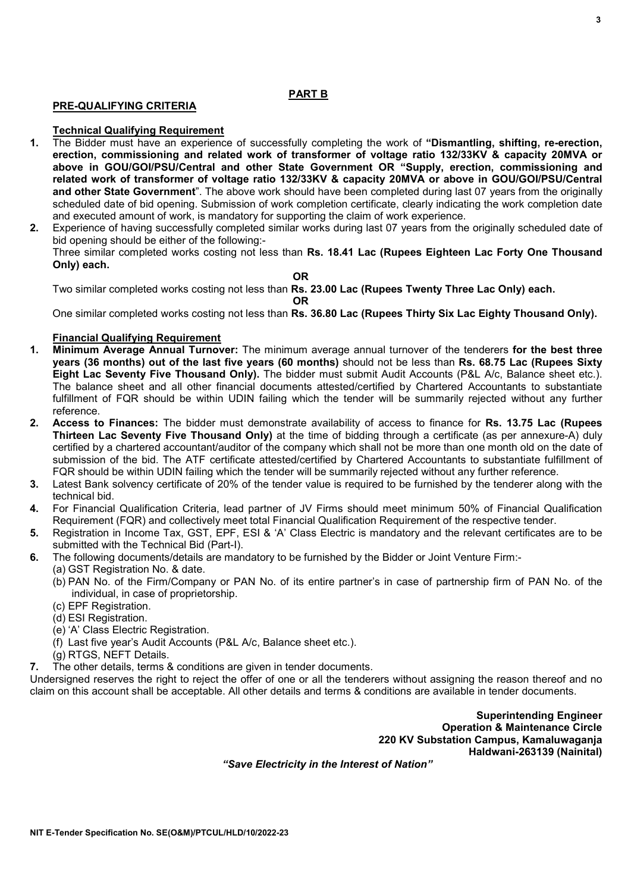## PART B

### PRE-QUALIFYING CRITERIA

#### Technical Qualifying Requirement

1. The Bidder must have an experience of successfully completing the work of **"Dismantling, shifting, re-erection, erection, commissioning and related work of transformer of voltage ratio 132/33KV & capacity 20MVA or above in GOU/GOI/PSU/Central and other State Government OR "Supply, erection, commissioning and related work of transformer of voltage ratio 132/33KV & capacity 20MVA or above in GOU/GOI/PSU/Central and other State Government**". The above work should have been completed during last 07 years from the originally scheduled date of bid opening. Submission of work completion certificate, clearly indicating the work completion date and executed amount of work, is mandatory for supporting the claim of work experience.
2. Experience of having successfully completed similar works during last 07 years from the originally scheduled date of bid opening should be either of the following:-

   Three similar completed works costing not less than **Rs. 18.41 Lac (Rupees Eighteen Lac Forty One Thousand Only) each.**

   **OR**

   Two similar completed works costing not less than **Rs. 23.00 Lac (Rupees Twenty Three Lac Only) each.**

   **OR**

   One similar completed works costing not less than **Rs. 36.80 Lac (Rupees Thirty Six Lac Eighty Thousand Only).**

#### Financial Qualifying Requirement

1. **Minimum Average Annual Turnover:** The minimum average annual turnover of the tenderers **for the best three years (36 months) out of the last five years (60 months)** should not be less than **Rs. 68.75 Lac (Rupees Sixty Eight Lac Seventy Five Thousand Only).** The bidder must submit Audit Accounts (P&L A/c, Balance sheet etc.). The balance sheet and all other financial documents attested/certified by Chartered Accountants to substantiate fulfillment of FQR should be within UDIN failing which the tender will be summarily rejected without any further reference.
2. **Access to Finances:** The bidder must demonstrate availability of access to finance for **Rs. 13.75 Lac (Rupees Thirteen Lac Seventy Five Thousand Only)** at the time of bidding through a certificate (as per annexure-A) duly certified by a chartered accountant/auditor of the company which shall not be more than one month old on the date of submission of the bid. The ATF certificate attested/certified by Chartered Accountants to substantiate fulfillment of FQR should be within UDIN failing which the tender will be summarily rejected without any further reference.
3. Latest Bank solvency certificate of 20% of the tender value is required to be furnished by the tenderer along with the technical bid.
4. For Financial Qualification Criteria, lead partner of JV Firms should meet minimum 50% of Financial Qualification Requirement (FQR) and collectively meet total Financial Qualification Requirement of the respective tender.
5. Registration in Income Tax, GST, EPF, ESI & 'A' Class Electric is mandatory and the relevant certificates are to be submitted with the Technical Bid (Part-I).
6. The following documents/details are mandatory to be furnished by the Bidder or Joint Venture Firm:-
   (a) GST Registration No. & date.
   (b) PAN No. of the Firm/Company or PAN No. of its entire partner's in case of partnership firm of PAN No. of the individual, in case of proprietorship.
   (c) EPF Registration.
   (d) ESI Registration.
   (e) 'A' Class Electric Registration.
   (f) Last five year's Audit Accounts (P&L A/c, Balance sheet etc.).
   (g) RTGS, NEFT Details.
7. The other details, terms & conditions are given in tender documents.

Undersigned reserves the right to reject the offer of one or all the tenderers without assigning the reason thereof and no claim on this account shall be acceptable. All other details and terms & conditions are available in tender documents.

**Superintending Engineer**
**Operation & Maintenance Circle**
**220 KV Substation Campus, Kamaluwaganja**
**Haldwani-263139 (Nainital)**

***"Save Electricity in the Interest of Nation"***

**NIT E-Tender Specification No. SE(O&M)/PTCUL/HLD/10/2022-23**